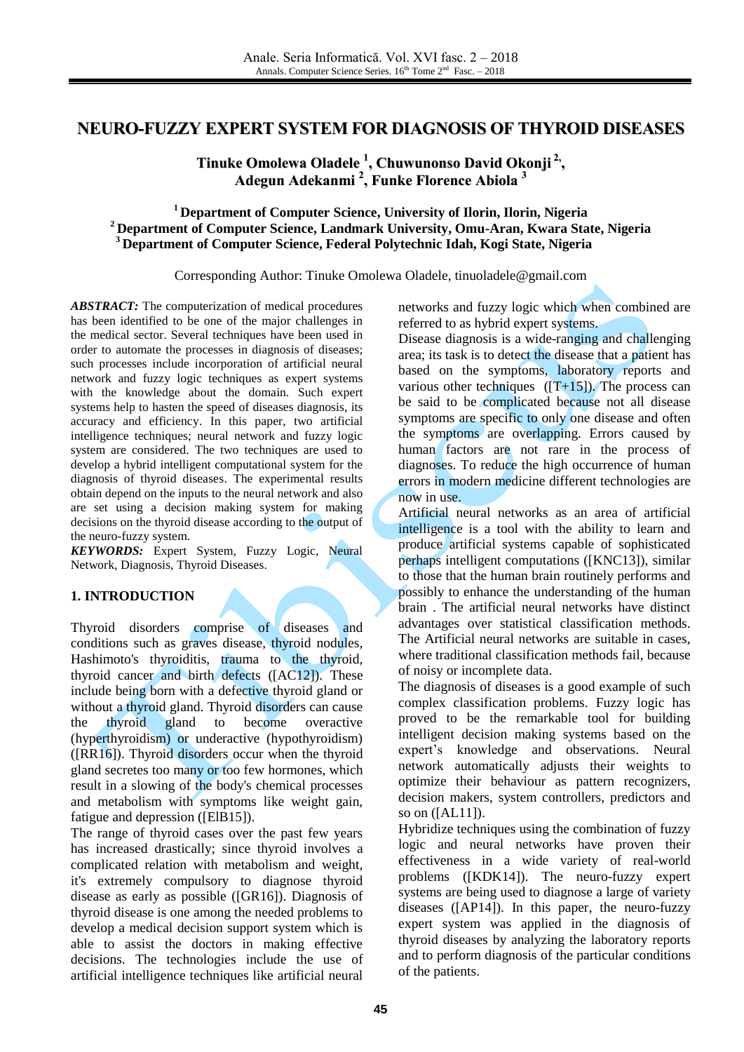# NEURO-FUZZY EXPERT SYSTEM FOR DIAGNOSIS OF THYROID DISEASES

**Tinuke Omolewa Oladele [1], Chuwunonso David Okonji [2], Adegun Adekanmi [2], Funke Florence Abiola [3]**

**[1] Department of Computer Science, University of Ilorin, Ilorin, Nigeria**
**[2] Department of Computer Science, Landmark University, Omu-Aran, Kwara State, Nigeria**
**[3] Department of Computer Science, Federal Polytechnic Idah, Kogi State, Nigeria**

Corresponding Author: Tinuke Omolewa Oladele, tinuoladele@gmail.com

***ABSTRACT:*** The computerization of medical procedures has been identified to be one of the major challenges in the medical sector. Several techniques have been used in order to automate the processes in diagnosis of diseases; such processes include incorporation of artificial neural network and fuzzy logic techniques as expert systems with the knowledge about the domain. Such expert systems help to hasten the speed of diseases diagnosis, its accuracy and efficiency. In this paper, two artificial intelligence techniques; neural network and fuzzy logic system are considered. The two techniques are used to develop a hybrid intelligent computational system for the diagnosis of thyroid diseases. The experimental results obtain depend on the inputs to the neural network and also are set using a decision making system for making decisions on the thyroid disease according to the output of the neuro-fuzzy system.

***KEYWORDS:*** Expert System, Fuzzy Logic, Neural Network, Diagnosis, Thyroid Diseases.

## 1. INTRODUCTION

Thyroid disorders comprise of diseases and conditions such as graves disease, thyroid nodules, Hashimoto's thyroiditis, trauma to the thyroid, thyroid cancer and birth defects ([AC12]). These include being born with a defective thyroid gland or without a thyroid gland. Thyroid disorders can cause the thyroid gland to become overactive (hyperthyroidism) or underactive (hypothyroidism) ([RR16]). Thyroid disorders occur when the thyroid gland secretes too many or too few hormones, which result in a slowing of the body's chemical processes and metabolism with symptoms like weight gain, fatigue and depression ([ElB15]).

The range of thyroid cases over the past few years has increased drastically; since thyroid involves a complicated relation with metabolism and weight, it's extremely compulsory to diagnose thyroid disease as early as possible ([GR16]). Diagnosis of thyroid disease is one among the needed problems to develop a medical decision support system which is able to assist the doctors in making effective decisions. The technologies include the use of artificial intelligence techniques like artificial neural networks and fuzzy logic which when combined are referred to as hybrid expert systems.

Disease diagnosis is a wide-ranging and challenging area; its task is to detect the disease that a patient has based on the symptoms, laboratory reports and various other techniques ([T+15]). The process can be said to be complicated because not all disease symptoms are specific to only one disease and often the symptoms are overlapping. Errors caused by human factors are not rare in the process of diagnoses. To reduce the high occurrence of human errors in modern medicine different technologies are now in use.

Artificial neural networks as an area of artificial intelligence is a tool with the ability to learn and produce artificial systems capable of sophisticated perhaps intelligent computations ([KNC13]), similar to those that the human brain routinely performs and possibly to enhance the understanding of the human brain . The artificial neural networks have distinct advantages over statistical classification methods. The Artificial neural networks are suitable in cases, where traditional classification methods fail, because of noisy or incomplete data.

The diagnosis of diseases is a good example of such complex classification problems. Fuzzy logic has proved to be the remarkable tool for building intelligent decision making systems based on the expert's knowledge and observations. Neural network automatically adjusts their weights to optimize their behaviour as pattern recognizers, decision makers, system controllers, predictors and so on ([AL11]).

Hybridize techniques using the combination of fuzzy logic and neural networks have proven their effectiveness in a wide variety of real-world problems ([KDK14]). The neuro-fuzzy expert systems are being used to diagnose a large of variety diseases ([AP14]). In this paper, the neuro-fuzzy expert system was applied in the diagnosis of thyroid diseases by analyzing the laboratory reports and to perform diagnosis of the particular conditions of the patients.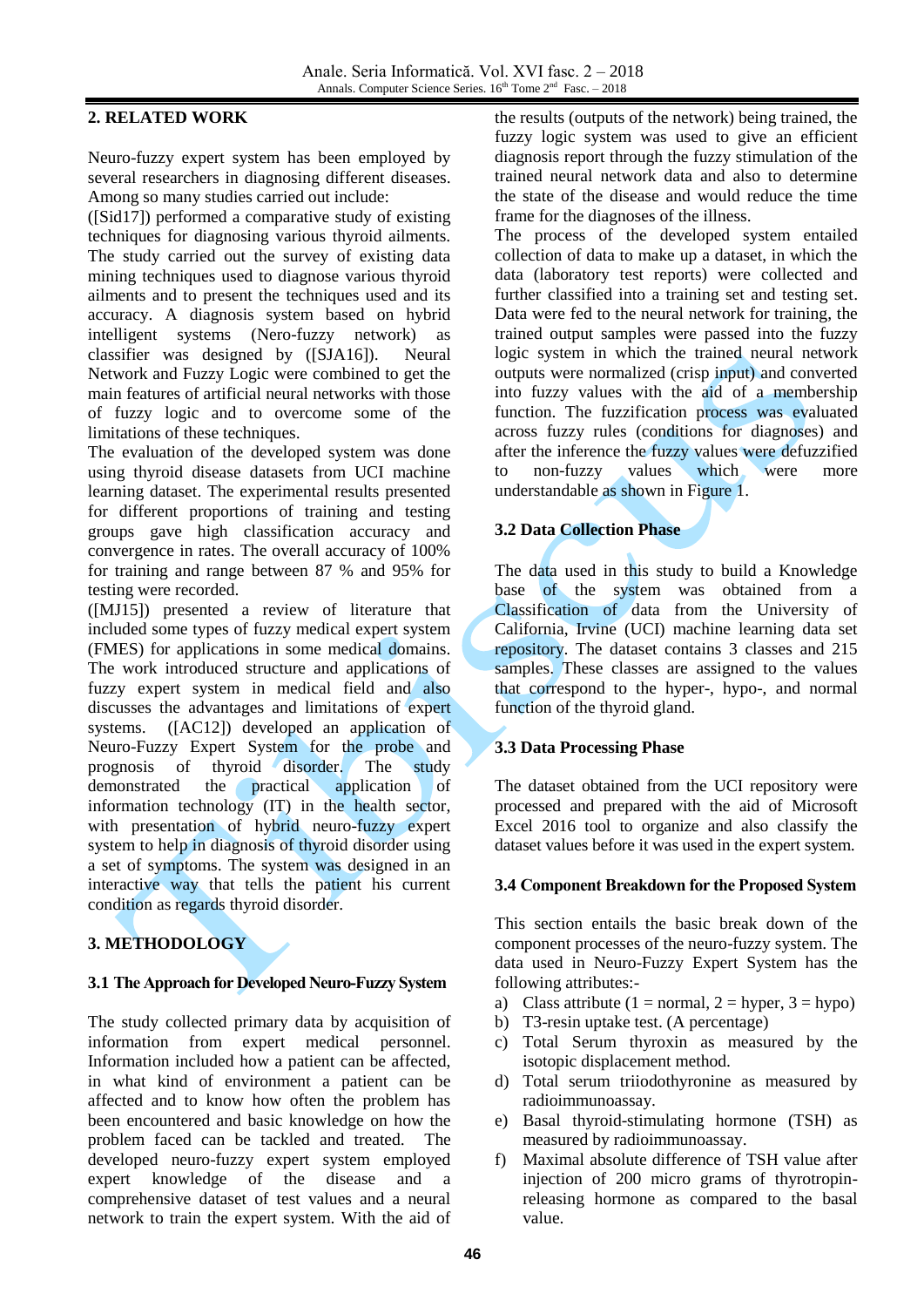## 2. RELATED WORK

Neuro-fuzzy expert system has been employed by several researchers in diagnosing different diseases. Among so many studies carried out include:

([Sid17]) performed a comparative study of existing techniques for diagnosing various thyroid ailments. The study carried out the survey of existing data mining techniques used to diagnose various thyroid ailments and to present the techniques used and its accuracy. A diagnosis system based on hybrid intelligent systems (Nero-fuzzy network) as classifier was designed by ([SJA16]). Neural Network and Fuzzy Logic were combined to get the main features of artificial neural networks with those of fuzzy logic and to overcome some of the limitations of these techniques.

The evaluation of the developed system was done using thyroid disease datasets from UCI machine learning dataset. The experimental results presented for different proportions of training and testing groups gave high classification accuracy and convergence in rates. The overall accuracy of 100% for training and range between 87 % and 95% for testing were recorded.

([MJ15]) presented a review of literature that included some types of fuzzy medical expert system (FMES) for applications in some medical domains. The work introduced structure and applications of fuzzy expert system in medical field and also discusses the advantages and limitations of expert systems. ([AC12]) developed an application of Neuro-Fuzzy Expert System for the probe and prognosis of thyroid disorder. The study demonstrated the practical application of information technology (IT) in the health sector, with presentation of hybrid neuro-fuzzy expert system to help in diagnosis of thyroid disorder using a set of symptoms. The system was designed in an interactive way that tells the patient his current condition as regards thyroid disorder.

## 3. METHODOLOGY

### 3.1 The Approach for Developed Neuro-Fuzzy System

The study collected primary data by acquisition of information from expert medical personnel. Information included how a patient can be affected, in what kind of environment a patient can be affected and to know how often the problem has been encountered and basic knowledge on how the problem faced can be tackled and treated. The developed neuro-fuzzy expert system employed expert knowledge of the disease and a comprehensive dataset of test values and a neural network to train the expert system. With the aid of the results (outputs of the network) being trained, the fuzzy logic system was used to give an efficient diagnosis report through the fuzzy stimulation of the trained neural network data and also to determine the state of the disease and would reduce the time frame for the diagnoses of the illness.

The process of the developed system entailed collection of data to make up a dataset, in which the data (laboratory test reports) were collected and further classified into a training set and testing set. Data were fed to the neural network for training, the trained output samples were passed into the fuzzy logic system in which the trained neural network outputs were normalized (crisp input) and converted into fuzzy values with the aid of a membership function. The fuzzification process was evaluated across fuzzy rules (conditions for diagnoses) and after the inference the fuzzy values were defuzzified to non-fuzzy values which were more understandable as shown in Figure 1.

### 3.2 Data Collection Phase

The data used in this study to build a Knowledge base of the system was obtained from a Classification of data from the University of California, Irvine (UCI) machine learning data set repository. The dataset contains 3 classes and 215 samples. These classes are assigned to the values that correspond to the hyper-, hypo-, and normal function of the thyroid gland.

### 3.3 Data Processing Phase

The dataset obtained from the UCI repository were processed and prepared with the aid of Microsoft Excel 2016 tool to organize and also classify the dataset values before it was used in the expert system.

### 3.4 Component Breakdown for the Proposed System

This section entails the basic break down of the component processes of the neuro-fuzzy system. The data used in Neuro-Fuzzy Expert System has the following attributes:-

a) Class attribute (1 = normal, 2 = hyper, 3 = hypo)
b) T3-resin uptake test. (A percentage)
c) Total Serum thyroxin as measured by the isotopic displacement method.
d) Total serum triiodothyronine as measured by radioimmunoassay.
e) Basal thyroid-stimulating hormone (TSH) as measured by radioimmunoassay.
f) Maximal absolute difference of TSH value after injection of 200 micro grams of thyrotropin-releasing hormone as compared to the basal value.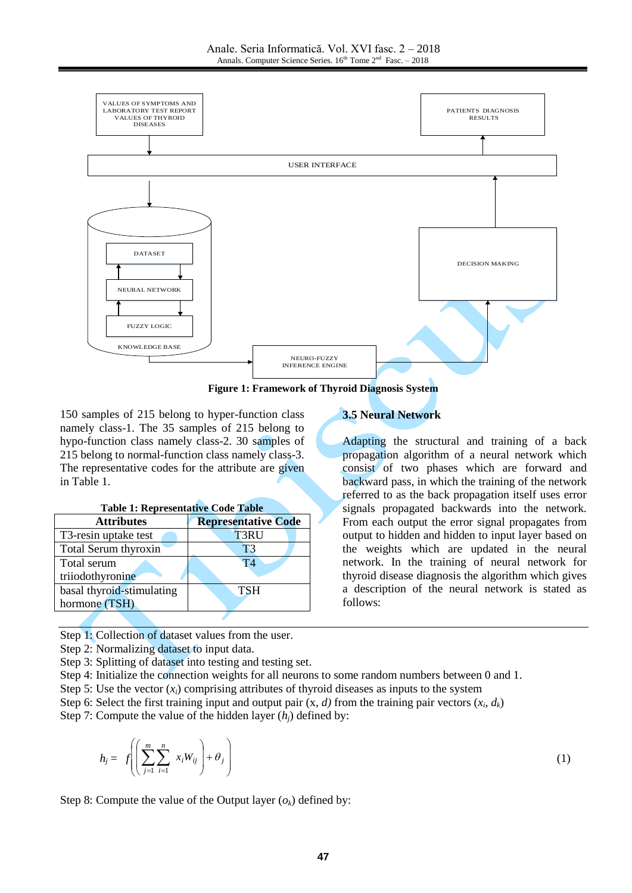Figure 1: Framework of Thyroid Diagnosis System

150 samples of 215 belong to hyper-function class namely class-1. The 35 samples of 215 belong to hypo-function class namely class-2. 30 samples of 215 belong to normal-function class namely class-3. The representative codes for the attribute are given in Table 1.

**Table 1: Representative Code Table**

| Attributes | Representative Code |
|---|---|
| T3-resin uptake test | T3RU |
| Total Serum thyroxin | T3 |
| Total serum triiodothyronine | T4 |
| basal thyroid-stimulating hormone (TSH) | TSH |

### 3.5 Neural Network

Adapting the structural and training of a back propagation algorithm of a neural network which consist of two phases which are forward and backward pass, in which the training of the network referred to as the back propagation itself uses error signals propagated backwards into the network. From each output the error signal propagates from output to hidden and hidden to input layer based on the weights which are updated in the neural network. In the training of neural network for thyroid disease diagnosis the algorithm which gives a description of the neural network is stated as follows:

Step 1: Collection of dataset values from the user.
Step 2: Normalizing dataset to input data.
Step 3: Splitting of dataset into testing and testing set.
Step 4: Initialize the connection weights for all neurons to some random numbers between 0 and 1.
Step 5: Use the vector ($x_i$) comprising attributes of thyroid diseases as inputs to the system
Step 6: Select the first training input and output pair (x, $d$) from the training pair vectors ($x_i$, $d_k$)
Step 7: Compute the value of the hidden layer ($h_j$) defined by:

$$h_j = f\left(\left(\sum_{j=1}^{m}\sum_{i=1}^{n} x_i W_{ij}\right) + \theta_j\right) \tag{1}$$

Step 8: Compute the value of the Output layer ($o_k$) defined by: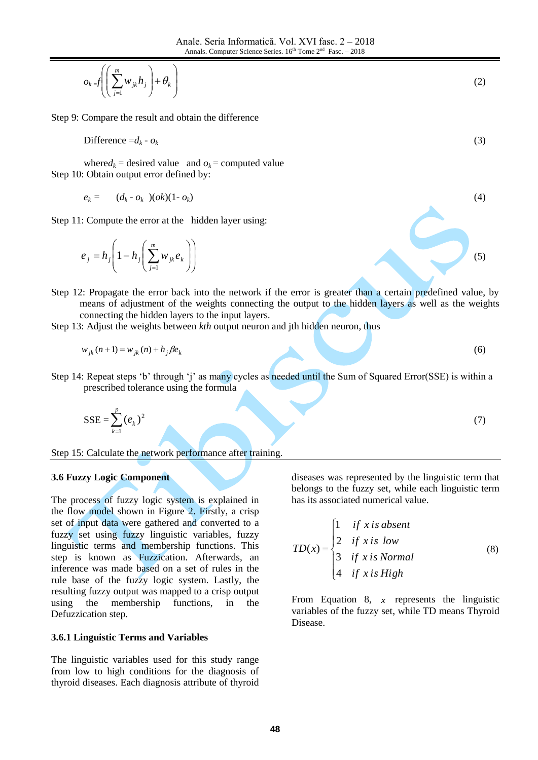$$o_k = f\left(\left(\sum_{j=1}^{m} w_{jk} h_j\right) + \theta_k\right) \quad (2)$$

Step 9: Compare the result and obtain the difference

$$\text{Difference} = d_k - o_k \quad (3)$$

where $d_k$ = desired value and $o_k$ = computed value

Step 10: Obtain output error defined by:

$$e_k = (d_k - o_k)(ok)(1 - o_k) \quad (4)$$

Step 11: Compute the error at the hidden layer using:

$$e_j = h_j\left(1 - h_j\left(\sum_{j=1}^{m} w_{jk} e_k\right)\right) \quad (5)$$

Step 12: Propagate the error back into the network if the error is greater than a certain predefined value, by means of adjustment of the weights connecting the output to the hidden layers as well as the weights connecting the hidden layers to the input layers.

Step 13: Adjust the weights between *kth* output neuron and jth hidden neuron, thus

$$w_{jk}(n+1) = w_{jk}(n) + h_j \beta e_k \quad (6)$$

Step 14: Repeat steps 'b' through 'j' as many cycles as needed until the Sum of Squared Error(SSE) is within a prescribed tolerance using the formula

$$\text{SSE} = \sum_{k=1}^{p} (e_k)^2 \quad (7)$$

Step 15: Calculate the network performance after training.

### 3.6 Fuzzy Logic Component

The process of fuzzy logic system is explained in the flow model shown in Figure 2. Firstly, a crisp set of input data were gathered and converted to a fuzzy set using fuzzy linguistic variables, fuzzy linguistic terms and membership functions. This step is known as Fuzzication. Afterwards, an inference was made based on a set of rules in the rule base of the fuzzy logic system. Lastly, the resulting fuzzy output was mapped to a crisp output using the membership functions, in the Defuzzication step.

#### 3.6.1 Linguistic Terms and Variables

The linguistic variables used for this study range from low to high conditions for the diagnosis of thyroid diseases. Each diagnosis attribute of thyroid diseases was represented by the linguistic term that belongs to the fuzzy set, while each linguistic term has its associated numerical value.

$$TD(x) = \begin{cases} 1 & \text{if } x \text{ is absent} \\ 2 & \text{if } x \text{ is low} \\ 3 & \text{if } x \text{ is Normal} \\ 4 & \text{if } x \text{ is High} \end{cases} \quad (8)$$

From Equation 8, $x$ represents the linguistic variables of the fuzzy set, while TD means Thyroid Disease.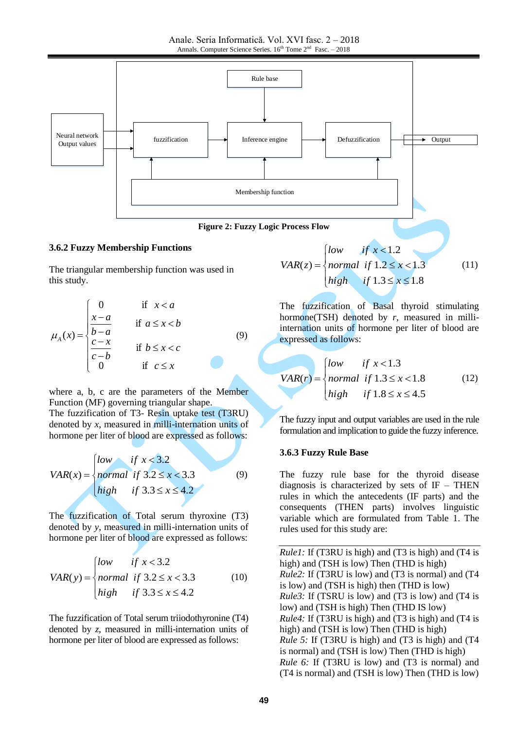Figure 2: Fuzzy Logic Process Flow

### 3.6.2 Fuzzy Membership Functions

The triangular membership function was used in this study.

$$\mu_A(x) = \begin{cases} 0 & \text{if } x < a \\ \dfrac{x-a}{b-a} & \text{if } a \le x < b \\ \dfrac{c-x}{c-b} & \text{if } b \le x < c \\ 0 & \text{if } c \le x \end{cases} \quad (9)$$

where a, b, c are the parameters of the Member Function (MF) governing triangular shape.

The fuzzification of T3- Resin uptake test (T3RU) denoted by *x*, measured in milli-internation units of hormone per liter of blood are expressed as follows:

$$VAR(x) = \begin{cases} low & if\ x < 3.2 \\ normal & if\ 3.2 \le x < 3.3 \\ high & if\ 3.3 \le x \le 4.2 \end{cases} \quad (9)$$

The fuzzification of Total serum thyroxine (T3) denoted by *y*, measured in milli-internation units of hormone per liter of blood are expressed as follows:

$$VAR(y) = \begin{cases} low & if\ x < 3.2 \\ normal & if\ 3.2 \le x < 3.3 \\ high & if\ 3.3 \le x \le 4.2 \end{cases} \quad (10)$$

The fuzzification of Total serum triiodothyronine (T4) denoted by *z*, measured in milli-internation units of hormone per liter of blood are expressed as follows:

$$VAR(z) = \begin{cases} low & if\ x < 1.2 \\ normal & if\ 1.2 \le x < 1.3 \\ high & if\ 1.3 \le x \le 1.8 \end{cases} \quad (11)$$

The fuzzification of Basal thyroid stimulating hormone(TSH) denoted by *r*, measured in milli-internation units of hormone per liter of blood are expressed as follows:

$$VAR(r) = \begin{cases} low & if\ x < 1.3 \\ normal & if\ 1.3 \le x < 1.8 \\ high & if\ 1.8 \le x \le 4.5 \end{cases} \quad (12)$$

The fuzzy input and output variables are used in the rule formulation and implication to guide the fuzzy inference.

### 3.6.3 Fuzzy Rule Base

The fuzzy rule base for the thyroid disease diagnosis is characterized by sets of IF – THEN rules in which the antecedents (IF parts) and the consequents (THEN parts) involves linguistic variable which are formulated from Table 1. The rules used for this study are:

*Rule1:* If (T3RU is high) and (T3 is high) and (T4 is high) and (TSH is low) Then (THD is high)
*Rule2:* If (T3RU is low) and (T3 is normal) and (T4 is low) and (TSH is high) then (THD is low)
*Rule3:* If (TSRU is low) and (T3 is low) and (T4 is low) and (TSH is high) Then (THD IS low)
*Rule4:* If (T3RU is high) and (T3 is high) and (T4 is high) and (TSH is low) Then (THD is high)
*Rule 5:* If (T3RU is high) and (T3 is high) and (T4 is normal) and (TSH is low) Then (THD is high)
*Rule 6:* If (T3RU is low) and (T3 is normal) and (T4 is normal) and (TSH is low) Then (THD is low)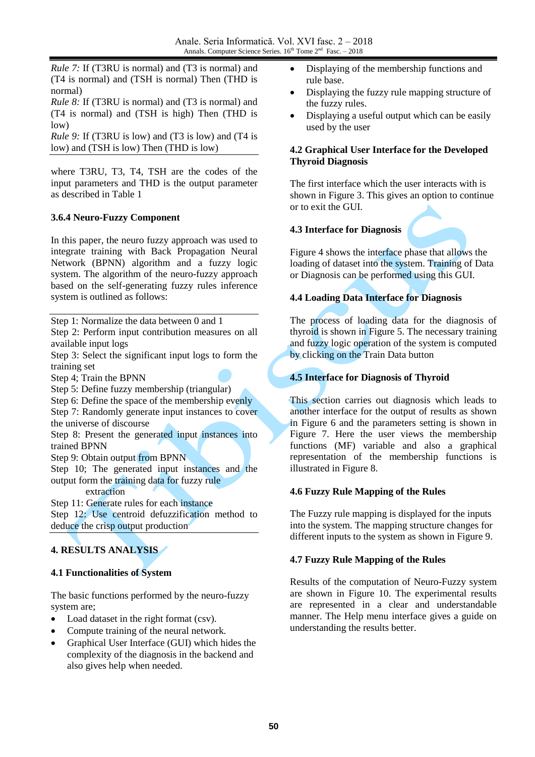*Rule 7:* If (T3RU is normal) and (T3 is normal) and (T4 is normal) and (TSH is normal) Then (THD is normal)
*Rule 8:* If (T3RU is normal) and (T3 is normal) and (T4 is normal) and (TSH is high) Then (THD is low)
*Rule 9:* If (T3RU is low) and (T3 is low) and (T4 is low) and (TSH is low) Then (THD is low)

where T3RU, T3, T4, TSH are the codes of the input parameters and THD is the output parameter as described in Table 1

### 3.6.4 Neuro-Fuzzy Component

In this paper, the neuro fuzzy approach was used to integrate training with Back Propagation Neural Network (BPNN) algorithm and a fuzzy logic system. The algorithm of the neuro-fuzzy approach based on the self-generating fuzzy rules inference system is outlined as follows:

Step 1: Normalize the data between 0 and 1
Step 2: Perform input contribution measures on all available input logs
Step 3: Select the significant input logs to form the training set
Step 4; Train the BPNN
Step 5: Define fuzzy membership (triangular)
Step 6: Define the space of the membership evenly
Step 7: Randomly generate input instances to cover the universe of discourse
Step 8: Present the generated input instances into trained BPNN
Step 9: Obtain output from BPNN
Step 10; The generated input instances and the output form the training data for fuzzy rule extraction
Step 11: Generate rules for each instance
Step 12: Use centroid defuzzification method to deduce the crisp output production

## 4. RESULTS ANALYSIS

### 4.1 Functionalities of System

The basic functions performed by the neuro-fuzzy system are;

- Load dataset in the right format (csv).
- Compute training of the neural network.
- Graphical User Interface (GUI) which hides the complexity of the diagnosis in the backend and also gives help when needed.
- Displaying of the membership functions and rule base.
- Displaying the fuzzy rule mapping structure of the fuzzy rules.
- Displaying a useful output which can be easily used by the user

### 4.2 Graphical User Interface for the Developed Thyroid Diagnosis

The first interface which the user interacts with is shown in Figure 3. This gives an option to continue or to exit the GUI.

### 4.3 Interface for Diagnosis

Figure 4 shows the interface phase that allows the loading of dataset into the system. Training of Data or Diagnosis can be performed using this GUI.

### 4.4 Loading Data Interface for Diagnosis

The process of loading data for the diagnosis of thyroid is shown in Figure 5. The necessary training and fuzzy logic operation of the system is computed by clicking on the Train Data button

### 4.5 Interface for Diagnosis of Thyroid

This section carries out diagnosis which leads to another interface for the output of results as shown in Figure 6 and the parameters setting is shown in Figure 7. Here the user views the membership functions (MF) variable and also a graphical representation of the membership functions is illustrated in Figure 8.

### 4.6 Fuzzy Rule Mapping of the Rules

The Fuzzy rule mapping is displayed for the inputs into the system. The mapping structure changes for different inputs to the system as shown in Figure 9.

### 4.7 Fuzzy Rule Mapping of the Rules

Results of the computation of Neuro-Fuzzy system are shown in Figure 10. The experimental results are represented in a clear and understandable manner. The Help menu interface gives a guide on understanding the results better.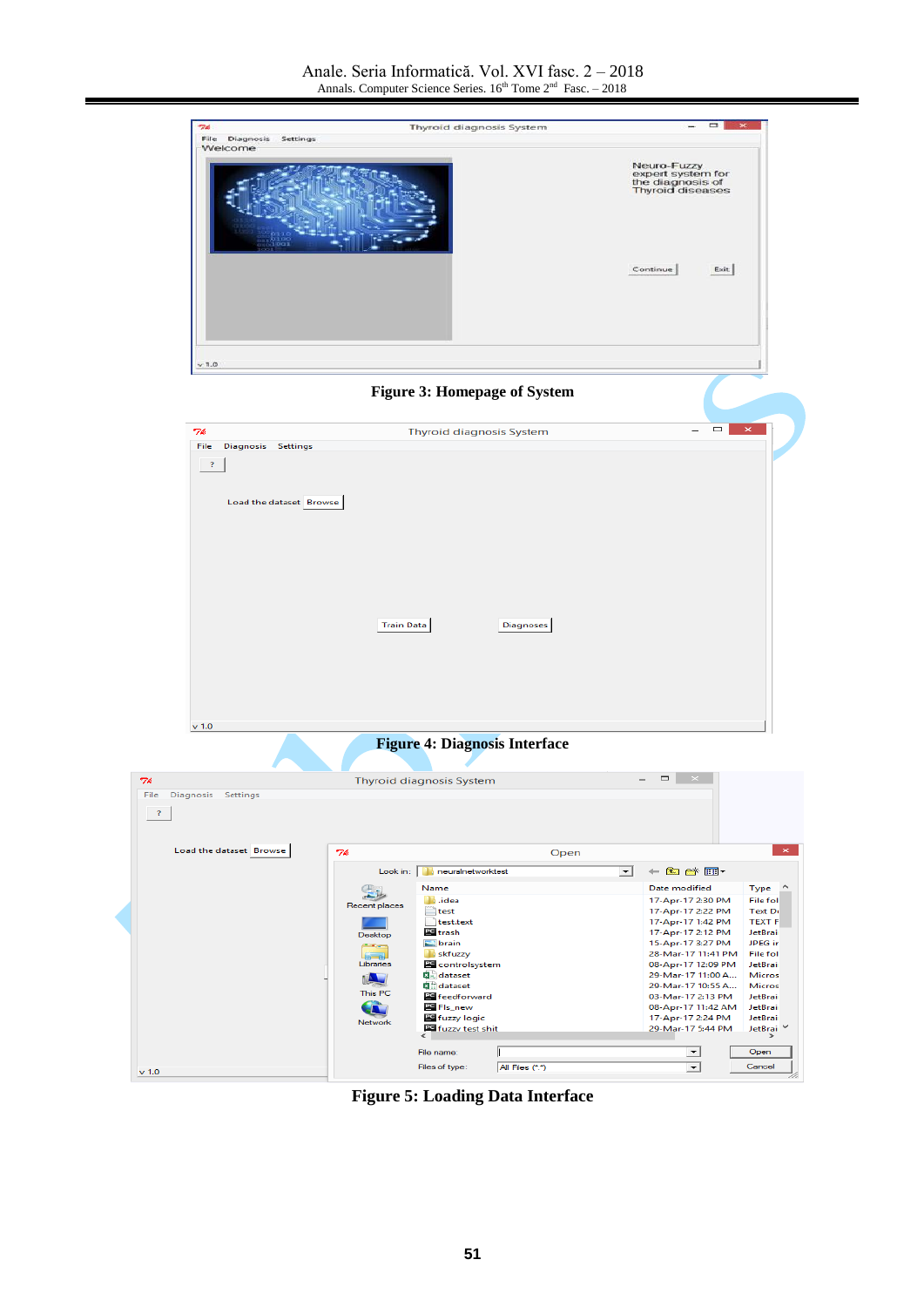Figure 3: Homepage of System

Figure 4: Diagnosis Interface

Figure 5: Loading Data Interface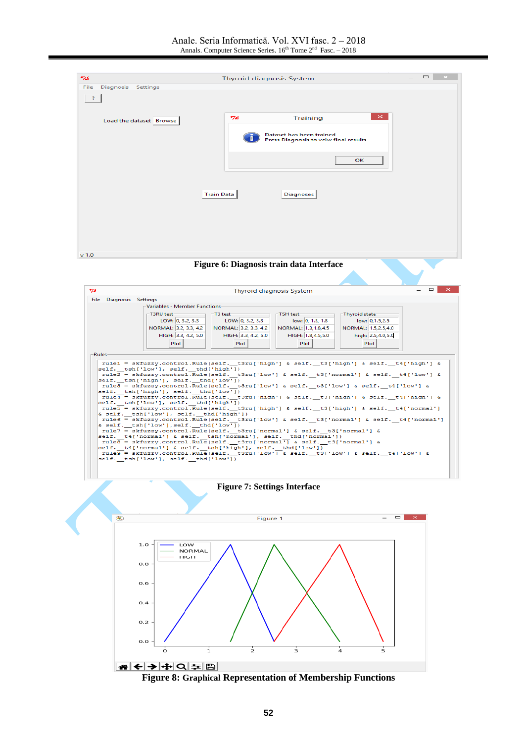Figure 6: Diagnosis train data Interface

Figure 7: Settings Interface

Figure 8: Graphical Representation of Membership Functions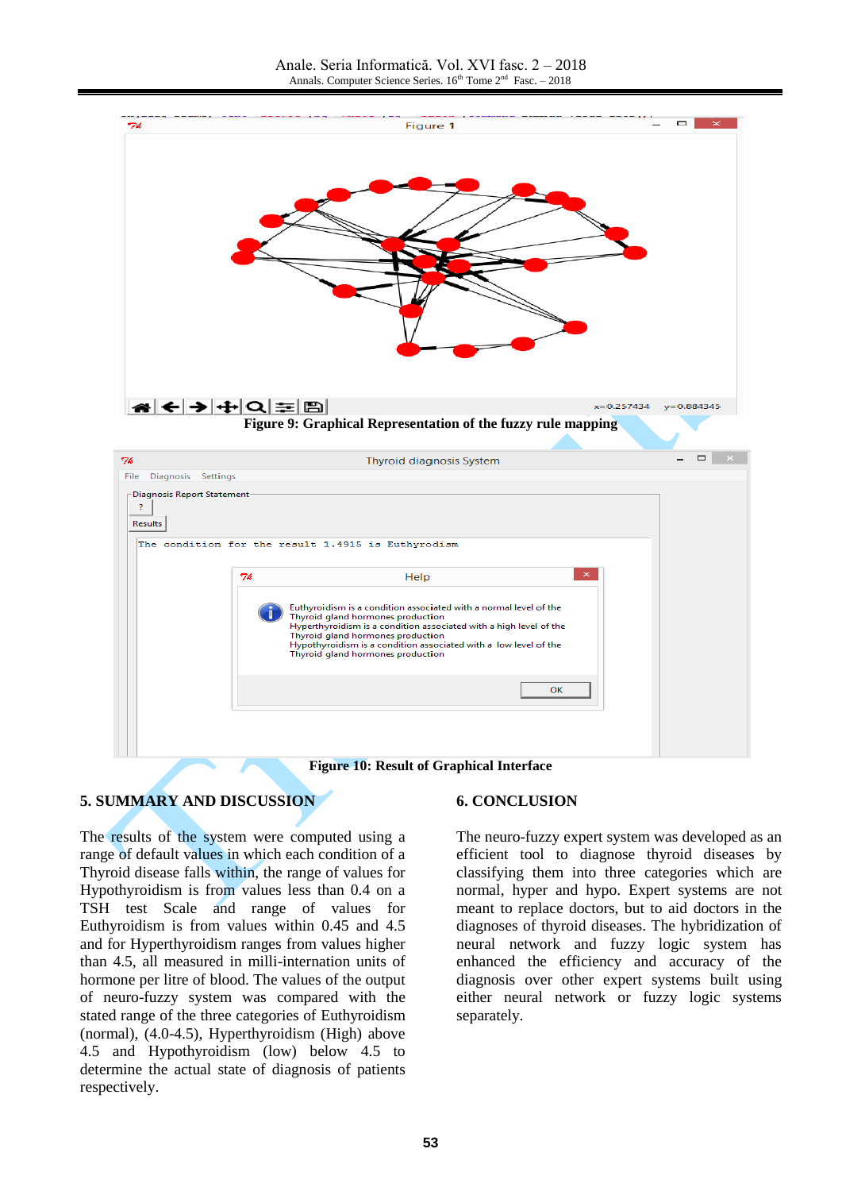Figure 9: Graphical Representation of the fuzzy rule mapping

Figure 10: Result of Graphical Interface

## 5. SUMMARY AND DISCUSSION

The results of the system were computed using a range of default values in which each condition of a Thyroid disease falls within, the range of values for Hypothyroidism is from values less than 0.4 on a TSH test Scale and range of values for Euthyroidism is from values within 0.45 and 4.5 and for Hyperthyroidism ranges from values higher than 4.5, all measured in milli-internation units of hormone per litre of blood. The values of the output of neuro-fuzzy system was compared with the stated range of the three categories of Euthyroidism (normal), (4.0-4.5), Hyperthyroidism (High) above 4.5 and Hypothyroidism (low) below 4.5 to determine the actual state of diagnosis of patients respectively.

## 6. CONCLUSION

The neuro-fuzzy expert system was developed as an efficient tool to diagnose thyroid diseases by classifying them into three categories which are normal, hyper and hypo. Expert systems are not meant to replace doctors, but to aid doctors in the diagnoses of thyroid diseases. The hybridization of neural network and fuzzy logic system has enhanced the efficiency and accuracy of the diagnosis over other expert systems built using either neural network or fuzzy logic systems separately.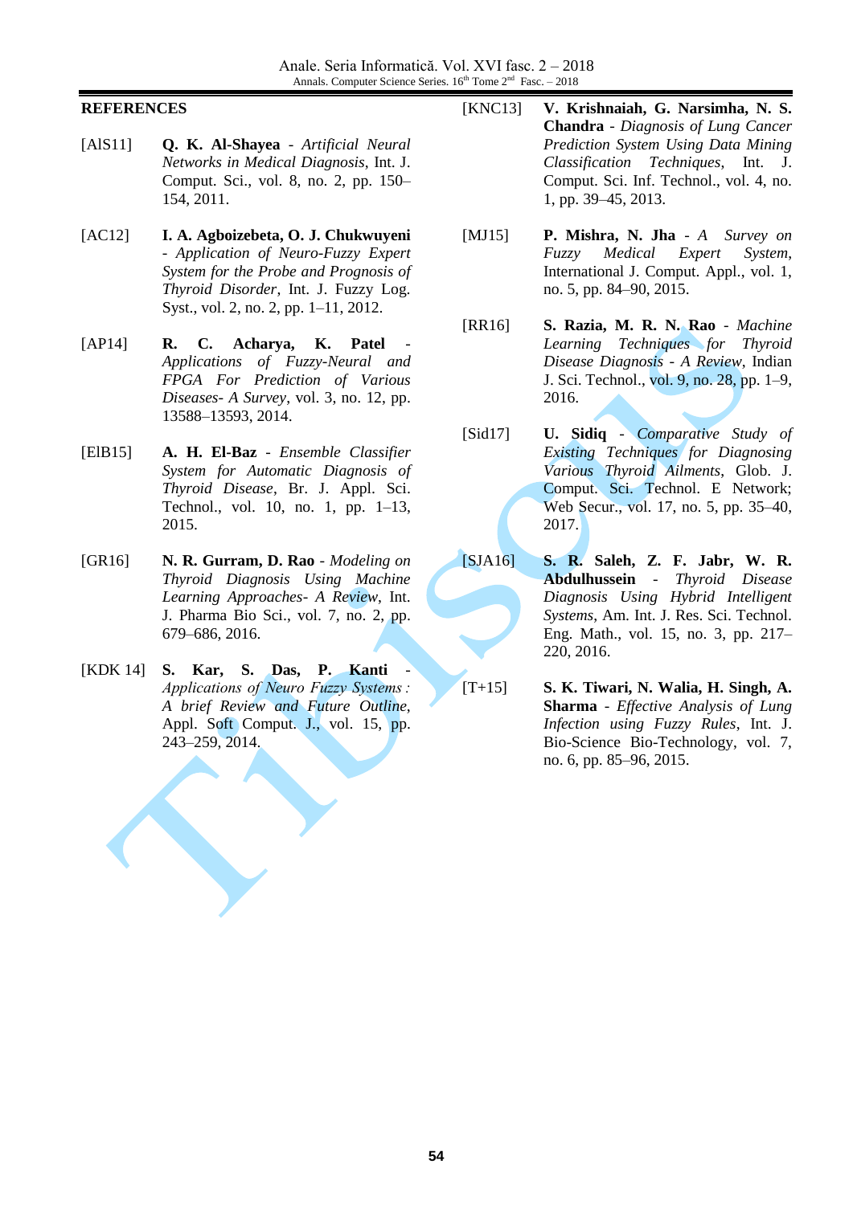## REFERENCES

[AlS11] **Q. K. Al-Shayea** - *Artificial Neural Networks in Medical Diagnosis*, Int. J. Comput. Sci., vol. 8, no. 2, pp. 150–154, 2011.

[AC12] **I. A. Agboizebeta, O. J. Chukwuyeni** - *Application of Neuro-Fuzzy Expert System for the Probe and Prognosis of Thyroid Disorder*, Int. J. Fuzzy Log. Syst., vol. 2, no. 2, pp. 1–11, 2012.

[AP14] **R. C. Acharya, K. Patel** - *Applications of Fuzzy-Neural and FPGA For Prediction of Various Diseases- A Survey*, vol. 3, no. 12, pp. 13588–13593, 2014.

[ElB15] **A. H. El-Baz** - *Ensemble Classifier System for Automatic Diagnosis of Thyroid Disease*, Br. J. Appl. Sci. Technol., vol. 10, no. 1, pp. 1–13, 2015.

[GR16] **N. R. Gurram, D. Rao** - *Modeling on Thyroid Diagnosis Using Machine Learning Approaches- A Review*, Int. J. Pharma Bio Sci., vol. 7, no. 2, pp. 679–686, 2016.

[KDK 14] **S. Kar, S. Das, P. Kanti** - *Applications of Neuro Fuzzy Systems : A brief Review and Future Outline*, Appl. Soft Comput. J., vol. 15, pp. 243–259, 2014.

[KNC13] **V. Krishnaiah, G. Narsimha, N. S. Chandra** - *Diagnosis of Lung Cancer Prediction System Using Data Mining Classification Techniques*, Int. J. Comput. Sci. Inf. Technol., vol. 4, no. 1, pp. 39–45, 2013.

[MJ15] **P. Mishra, N. Jha** - *A Survey on Fuzzy Medical Expert System*, International J. Comput. Appl., vol. 1, no. 5, pp. 84–90, 2015.

[RR16] **S. Razia, M. R. N. Rao** - *Machine Learning Techniques for Thyroid Disease Diagnosis - A Review*, Indian J. Sci. Technol., vol. 9, no. 28, pp. 1–9, 2016.

[Sid17] **U. Sidiq** - *Comparative Study of Existing Techniques for Diagnosing Various Thyroid Ailments*, Glob. J. Comput. Sci. Technol. E Network; Web Secur., vol. 17, no. 5, pp. 35–40, 2017.

[SJA16] **S. R. Saleh, Z. F. Jabr, W. R. Abdulhussein** - *Thyroid Disease Diagnosis Using Hybrid Intelligent Systems*, Am. Int. J. Res. Sci. Technol. Eng. Math., vol. 15, no. 3, pp. 217–220, 2016.

[T+15] **S. K. Tiwari, N. Walia, H. Singh, A. Sharma** - *Effective Analysis of Lung Infection using Fuzzy Rules*, Int. J. Bio-Science Bio-Technology, vol. 7, no. 6, pp. 85–96, 2015.